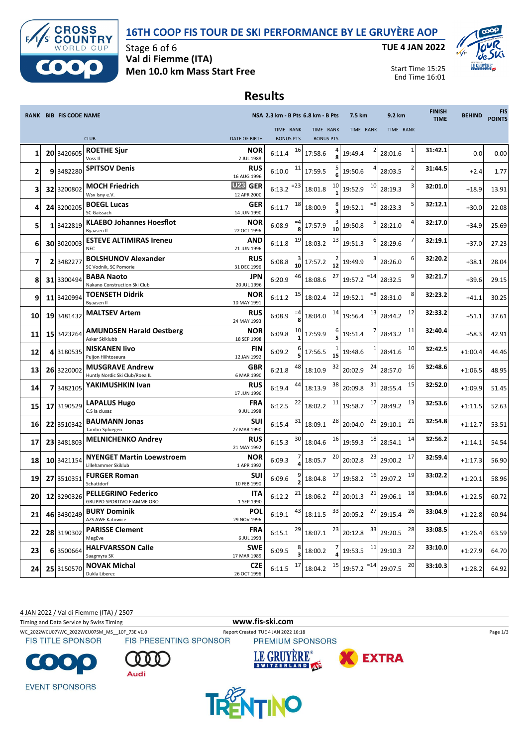# 16TH COOP FIS TOUR DE SKI PERFORMANCE BY LE GRUYÈRE AOP

**Stage 6 of 6**
**Val di Fiemme (ITA)**
**Men 10.0 km Mass Start Free**

**TUE 4 JAN 2022**

Start Time 15:25
End Time 16:01

## Results

| RANK | BIB | FIS CODE | NAME / CLUB | NSA / DATE OF BIRTH | 2.3 km - B Pts TIME | RANK / BONUS PTS | 6.8 km - B Pts TIME | RANK / BONUS PTS | 7.5 km TIME | RANK | 9.2 km TIME | RANK | FINISH TIME | BEHIND | FIS POINTS |
|---|---|---|---|---|---|---|---|---|---|---|---|---|---|---|---|
| 1 | 20 | 3420605 | **ROETHE Sjur** Voss Il | NOR 2 JUL 1988 | 6:11.4 | 16 | 17:58.6 | 4 / 8 | 19:49.4 | 2 | 28:01.6 | 1 | 31:42.1 | 0.0 | 0.00 |
| 2 | 9 | 3482280 | **SPITSOV Denis** | RUS 16 AUG 1996 | 6:10.0 | 11 | 17:59.5 | 5 / 6 | 19:50.6 | 4 | 28:03.5 | 2 | 31:44.5 | +2.4 | 1.77 |
| 3 | 32 | 3200802 | **MOCH Friedrich** Wsv Isny e.V. | U23 GER 12 APR 2000 | 6:13.2 | =23 | 18:01.8 | 10 / 1 | 19:52.9 | 10 | 28:19.3 | 3 | 32:01.0 | +18.9 | 13.91 |
| 4 | 24 | 3200205 | **BOEGL Lucas** SC Gaissach | GER 14 JUN 1990 | 6:11.7 | 18 | 18:00.9 | 8 / 3 | 19:52.1 | =8 | 28:23.3 | 5 | 32:12.1 | +30.0 | 22.08 |
| 5 | 1 | 3422819 | **KLAEBO Johannes Hoesflot** Byaasen Il | NOR 22 OCT 1996 | 6:08.9 | =4 / 8 | 17:57.9 | 3 / 10 | 19:50.8 | 5 | 28:21.0 | 4 | 32:17.0 | +34.9 | 25.69 |
| 6 | 30 | 3020003 | **ESTEVE ALTIMIRAS Ireneu** NEC | AND 21 JUN 1996 | 6:11.8 | 19 | 18:03.2 | 13 | 19:51.3 | 6 | 28:29.6 | 7 | 32:19.1 | +37.0 | 27.23 |
| 7 | 2 | 3482277 | **BOLSHUNOV Alexander** SC Vodnik, SC Pomorie | RUS 31 DEC 1996 | 6:08.8 | 3 / 10 | 17:57.2 | 2 / 12 | 19:49.9 | 3 | 28:26.0 | 6 | 32:20.2 | +38.1 | 28.04 |
| 8 | 31 | 3300494 | **BABA Naoto** Nakano Construction Ski Club | JPN 20 JUL 1996 | 6:20.9 | 46 | 18:08.6 | 27 | 19:57.2 | =14 | 28:32.5 | 9 | 32:21.7 | +39.6 | 29.15 |
| 9 | 11 | 3420994 | **TOENSETH Didrik** Byaasen Il | NOR 10 MAY 1991 | 6:11.2 | 15 | 18:02.4 | 12 | 19:52.1 | =8 | 28:31.0 | 8 | 32:23.2 | +41.1 | 30.25 |
| 10 | 19 | 3481432 | **MALTSEV Artem** | RUS 24 MAY 1993 | 6:08.9 | =4 / 8 | 18:04.0 | 14 | 19:56.4 | 13 | 28:44.2 | 12 | 32:33.2 | +51.1 | 37.61 |
| 11 | 15 | 3423264 | **AMUNDSEN Harald Oestberg** Asker Skiklubb | NOR 18 SEP 1998 | 6:09.8 | 10 / 1 | 17:59.9 | 6 / 5 | 19:51.4 | 7 | 28:43.2 | 11 | 32:40.4 | +58.3 | 42.91 |
| 12 | 4 | 3180535 | **NISKANEN Iivo** Puijon Hiihtoseura | FIN 12 JAN 1992 | 6:09.2 | 6 / 5 | 17:56.5 | 1 / 15 | 19:48.6 | 1 | 28:41.6 | 10 | 32:42.5 | +1:00.4 | 44.46 |
| 13 | 26 | 3220002 | **MUSGRAVE Andrew** Huntly Nordic Ski Club/Roea IL | GBR 6 MAR 1990 | 6:21.8 | 48 | 18:10.9 | 32 | 20:02.9 | 24 | 28:57.0 | 16 | 32:48.6 | +1:06.5 | 48.95 |
| 14 | 7 | 3482105 | **YAKIMUSHKIN Ivan** | RUS 17 JUN 1996 | 6:19.4 | 44 | 18:13.9 | 38 | 20:09.8 | 31 | 28:55.4 | 15 | 32:52.0 | +1:09.9 | 51.45 |
| 15 | 17 | 3190529 | **LAPALUS Hugo** C.S la clusaz | FRA 9 JUL 1998 | 6:12.5 | 22 | 18:02.2 | 11 | 19:58.7 | 17 | 28:49.2 | 13 | 32:53.6 | +1:11.5 | 52.63 |
| 16 | 22 | 3510342 | **BAUMANN Jonas** Tambo Spluegen | SUI 27 MAR 1990 | 6:15.4 | 31 | 18:09.1 | 28 | 20:04.0 | 25 | 29:10.1 | 21 | 32:54.8 | +1:12.7 | 53.51 |
| 17 | 23 | 3481803 | **MELNICHENKO Andrey** | RUS 21 MAY 1992 | 6:15.3 | 30 | 18:04.6 | 16 | 19:59.3 | 18 | 28:54.1 | 14 | 32:56.2 | +1:14.1 | 54.54 |
| 18 | 10 | 3421154 | **NYENGET Martin Loewstroem** Lillehammer Skiklub | NOR 1 APR 1992 | 6:09.3 | 7 / 4 | 18:05.7 | 20 | 20:02.2 | 23 | 29:00.2 | 17 | 32:59.4 | +1:17.3 | 56.90 |
| 19 | 27 | 3510351 | **FURGER Roman** Schattdorf | SUI 10 FEB 1990 | 6:09.6 | 9 / 2 | 18:04.8 | 17 | 19:58.2 | 16 | 29:07.2 | 19 | 33:02.2 | +1:20.1 | 58.96 |
| 20 | 12 | 3290326 | **PELLEGRINO Federico** GRUPPO SPORTIVO FIAMME ORO | ITA 1 SEP 1990 | 6:12.2 | 21 | 18:06.2 | 22 | 20:01.3 | 21 | 29:06.1 | 18 | 33:04.6 | +1:22.5 | 60.72 |
| 21 | 46 | 3430249 | **BURY Dominik** AZS AWF Katowice | POL 29 NOV 1996 | 6:19.1 | 43 | 18:11.5 | 33 | 20:05.2 | 27 | 29:15.4 | 26 | 33:04.9 | +1:22.8 | 60.94 |
| 22 | 28 | 3190302 | **PARISSE Clement** MegEve | FRA 6 JUL 1993 | 6:15.1 | 29 | 18:07.1 | 23 | 20:12.8 | 33 | 29:20.5 | 28 | 33:08.5 | +1:26.4 | 63.59 |
| 23 | 6 | 3500664 | **HALFVARSSON Calle** Saagmyra SK | SWE 17 MAR 1989 | 6:09.5 | 8 / 3 | 18:00.2 | 7 / 4 | 19:53.5 | 11 | 29:10.3 | 22 | 33:10.0 | +1:27.9 | 64.70 |
| 24 | 25 | 3150570 | **NOVAK Michal** Dukla Liberec | CZE 26 OCT 1996 | 6:11.5 | 17 | 18:04.2 | 15 | 19:57.2 | =14 | 29:07.5 | 20 | 33:10.3 | +1:28.2 | 64.92 |

4 JAN 2022 / Val di Fiemme (ITA) / 2507

Timing and Data Service by Swiss Timing — www.fis-ski.com

WC_2022WCU07\WC_2022WCU07SM_MS__10F_73E v1.0 — Report Created TUE 4 JAN 2022 16:18

FIS TITLE SPONSOR — FIS PRESENTING SPONSOR — PREMIUM SPONSORS

EVENT SPONSORS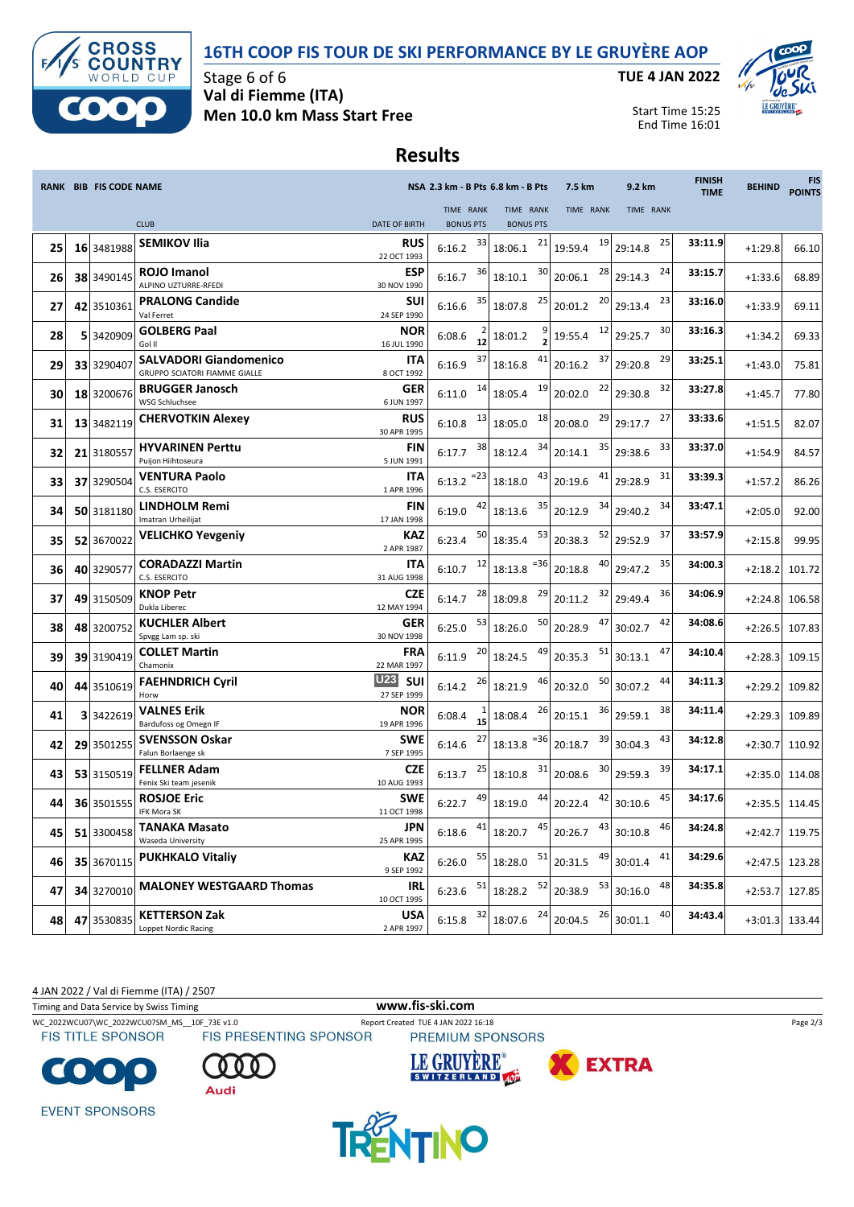# 16TH COOP FIS TOUR DE SKI PERFORMANCE BY LE GRUYÈRE AOP

Stage 6 of 6
**Val di Fiemme (ITA)**
**Men 10.0 km Mass Start Free**

**TUE 4 JAN 2022**

Start Time 15:25
End Time 16:01

## Results

| RANK | BIB | FIS CODE | NAME / CLUB | NSA / DATE OF BIRTH | 2.3 km - B Pts TIME | RANK / BONUS PTS | 6.8 km - B Pts TIME | RANK / BONUS PTS | 7.5 km TIME | RANK | 9.2 km TIME | RANK | FINISH TIME | BEHIND | FIS POINTS |
|---|---|---|---|---|---|---|---|---|---|---|---|---|---|---|---|
| 25 | 16 | 3481988 | **SEMIKOV Ilia** | RUS 22 OCT 1993 | 6:16.2 | 33 | 18:06.1 | 21 | 19:59.4 | 19 | 29:14.8 | 25 | 33:11.9 | +1:29.8 | 66.10 |
| 26 | 38 | 3490145 | **ROJO Imanol** ALPINO UZTURRE-RFEDI | ESP 30 NOV 1990 | 6:16.7 | 36 | 18:10.1 | 30 | 20:06.1 | 28 | 29:14.3 | 24 | 33:15.7 | +1:33.6 | 68.89 |
| 27 | 42 | 3510361 | **PRALONG Candide** Val Ferret | SUI 24 SEP 1990 | 6:16.6 | 35 | 18:07.8 | 25 | 20:01.2 | 20 | 29:13.4 | 23 | 33:16.0 | +1:33.9 | 69.11 |
| 28 | 5 | 3420909 | **GOLBERG Paal** Gol Il | NOR 16 JUL 1990 | 6:08.6 | 2 / 12 | 18:01.2 | 9 / 2 | 19:55.4 | 12 | 29:25.7 | 30 | 33:16.3 | +1:34.2 | 69.33 |
| 29 | 33 | 3290407 | **SALVADORI Giandomenico** GRUPPO SCIATORI FIAMME GIALLE | ITA 8 OCT 1992 | 6:16.9 | 37 | 18:16.8 | 41 | 20:16.2 | 37 | 29:20.8 | 29 | 33:25.1 | +1:43.0 | 75.81 |
| 30 | 18 | 3200676 | **BRUGGER Janosch** WSG Schluchsee | GER 6 JUN 1997 | 6:11.0 | 14 | 18:05.4 | 19 | 20:02.0 | 22 | 29:30.8 | 32 | 33:27.8 | +1:45.7 | 77.80 |
| 31 | 13 | 3482119 | **CHERVOTKIN Alexey** | RUS 30 APR 1995 | 6:10.8 | 13 | 18:05.0 | 18 | 20:08.0 | 29 | 29:17.7 | 27 | 33:33.6 | +1:51.5 | 82.07 |
| 32 | 21 | 3180557 | **HYVARINEN Perttu** Puijon Hiihtoseura | FIN 5 JUN 1991 | 6:17.7 | 38 | 18:12.4 | 34 | 20:14.1 | 35 | 29:38.6 | 33 | 33:37.0 | +1:54.9 | 84.57 |
| 33 | 37 | 3290504 | **VENTURA Paolo** C.S. ESERCITO | ITA 1 APR 1996 | 6:13.2 | =23 | 18:18.0 | 43 | 20:19.6 | 41 | 29:28.9 | 31 | 33:39.3 | +1:57.2 | 86.26 |
| 34 | 50 | 3181180 | **LINDHOLM Remi** Imatran Urheilijat | FIN 17 JAN 1998 | 6:19.0 | 42 | 18:13.6 | 35 | 20:12.9 | 34 | 29:40.2 | 34 | 33:47.1 | +2:05.0 | 92.00 |
| 35 | 52 | 3670022 | **VELICHKO Yevgeniy** | KAZ 2 APR 1987 | 6:23.4 | 50 | 18:35.4 | 53 | 20:38.3 | 52 | 29:52.9 | 37 | 33:57.9 | +2:15.8 | 99.95 |
| 36 | 40 | 3290577 | **CORADAZZI Martin** C.S. ESERCITO | ITA 31 AUG 1998 | 6:10.7 | 12 | 18:13.8 | =36 | 20:18.8 | 40 | 29:47.2 | 35 | 34:00.3 | +2:18.2 | 101.72 |
| 37 | 49 | 3150509 | **KNOP Petr** Dukla Liberec | CZE 12 MAY 1994 | 6:14.7 | 28 | 18:09.8 | 29 | 20:11.2 | 32 | 29:49.4 | 36 | 34:06.9 | +2:24.8 | 106.58 |
| 38 | 48 | 3200752 | **KUCHLER Albert** Spvgg Lam sp. ski | GER 30 NOV 1998 | 6:25.0 | 53 | 18:26.0 | 50 | 20:28.9 | 47 | 30:02.7 | 42 | 34:08.6 | +2:26.5 | 107.83 |
| 39 | 39 | 3190419 | **COLLET Martin** Chamonix | FRA 22 MAR 1997 | 6:11.9 | 20 | 18:24.5 | 49 | 20:35.3 | 51 | 30:13.1 | 47 | 34:10.4 | +2:28.3 | 109.15 |
| 40 | 44 | 3510619 | **FAEHNDRICH Cyril** Horw | U23 SUI 27 SEP 1999 | 6:14.2 | 26 | 18:21.9 | 46 | 20:32.0 | 50 | 30:07.2 | 44 | 34:11.3 | +2:29.2 | 109.82 |
| 41 | 3 | 3422619 | **VALNES Erik** Bardufoss og Omegn IF | NOR 19 APR 1996 | 6:08.4 | 1 / 15 | 18:08.4 | 26 | 20:15.1 | 36 | 29:59.1 | 38 | 34:11.4 | +2:29.3 | 109.89 |
| 42 | 29 | 3501255 | **SVENSSON Oskar** Falun Borlaenge sk | SWE 7 SEP 1995 | 6:14.6 | 27 | 18:13.8 | =36 | 20:18.7 | 39 | 30:04.3 | 43 | 34:12.8 | +2:30.7 | 110.92 |
| 43 | 53 | 3150519 | **FELLNER Adam** Fenix Ski team jesenik | CZE 10 AUG 1993 | 6:13.7 | 25 | 18:10.8 | 31 | 20:08.6 | 30 | 29:59.3 | 39 | 34:17.1 | +2:35.0 | 114.08 |
| 44 | 36 | 3501555 | **ROSJOE Eric** IFK Mora SK | SWE 11 OCT 1998 | 6:22.7 | 49 | 18:19.0 | 44 | 20:22.4 | 42 | 30:10.6 | 45 | 34:17.6 | +2:35.5 | 114.45 |
| 45 | 51 | 3300458 | **TANAKA Masato** Waseda University | JPN 25 APR 1995 | 6:18.6 | 41 | 18:20.7 | 45 | 20:26.7 | 43 | 30:10.8 | 46 | 34:24.8 | +2:42.7 | 119.75 |
| 46 | 35 | 3670115 | **PUKHKALO Vitaliy** | KAZ 9 SEP 1992 | 6:26.0 | 55 | 18:28.0 | 51 | 20:31.5 | 49 | 30:01.4 | 41 | 34:29.6 | +2:47.5 | 123.28 |
| 47 | 34 | 3270010 | **MALONEY WESTGAARD Thomas** | IRL 10 OCT 1995 | 6:23.6 | 51 | 18:28.2 | 52 | 20:38.9 | 53 | 30:16.0 | 48 | 34:35.8 | +2:53.7 | 127.85 |
| 48 | 47 | 3530835 | **KETTERSON Zak** Loppet Nordic Racing | USA 2 APR 1997 | 6:15.8 | 32 | 18:07.6 | 24 | 20:04.5 | 26 | 30:01.1 | 40 | 34:43.4 | +3:01.3 | 133.44 |

4 JAN 2022 / Val di Fiemme (ITA) / 2507

Timing and Data Service by Swiss Timing — www.fis-ski.com

WC_2022WCU07\WC_2022WCU07SM_MS__10F_73E v1.0 — Report Created TUE 4 JAN 2022 16:18

FIS TITLE SPONSOR — FIS PRESENTING SPONSOR — PREMIUM SPONSORS — EVENT SPONSORS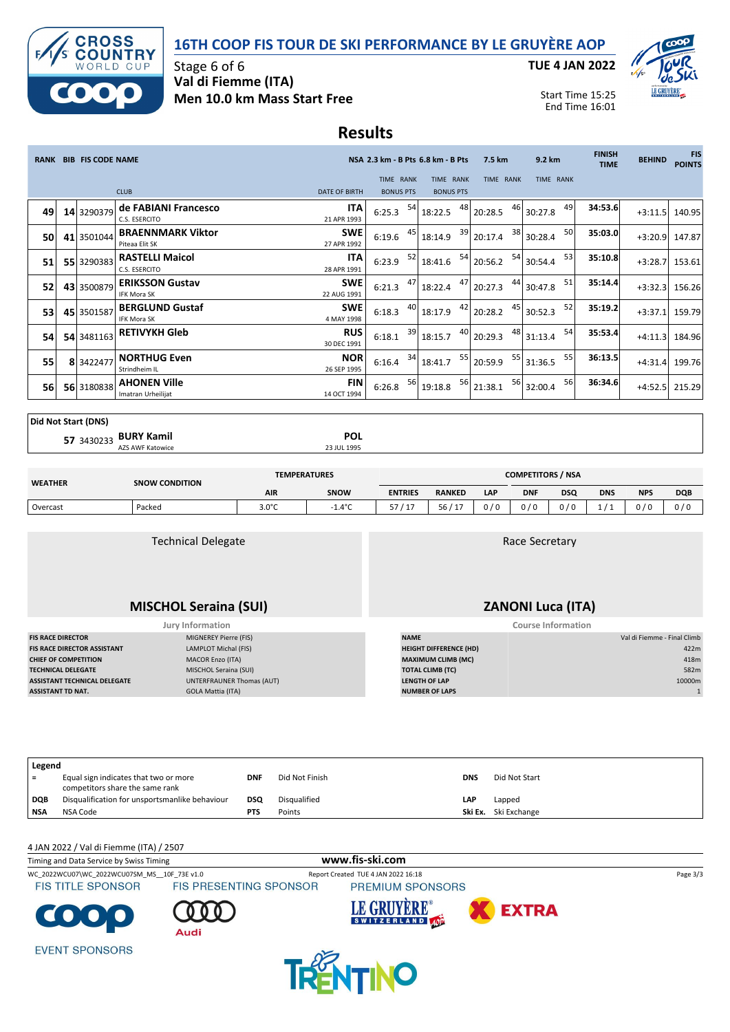# 16TH COOP FIS TOUR DE SKI PERFORMANCE BY LE GRUYÈRE AOP

Stage 6 of 6
**Val di Fiemme (ITA)**
**Men 10.0 km Mass Start Free**

**TUE 4 JAN 2022**

Start Time 15:25
End Time 16:01

## Results

| RANK | BIB | FIS CODE | NAME / CLUB | NSA / DATE OF BIRTH | 2.3 km - B Pts TIME | RANK | 6.8 km - B Pts TIME | RANK | 7.5 km TIME | RANK | 9.2 km TIME | RANK | FINISH TIME | BEHIND | FIS POINTS |
|---|---|---|---|---|---|---|---|---|---|---|---|---|---|---|---|
| 49 | 14 | 3290379 | **de FABIANI Francesco** C.S. ESERCITO | **ITA** 21 APR 1993 | 6:25.3 | 54 | 18:22.5 | 48 | 20:28.5 | 46 | 30:27.8 | 49 | **34:53.6** | +3:11.5 | 140.95 |
| 50 | 41 | 3501044 | **BRAENNMARK Viktor** Piteaa Elit SK | **SWE** 27 APR 1992 | 6:19.6 | 45 | 18:14.9 | 39 | 20:17.4 | 38 | 30:28.4 | 50 | **35:03.0** | +3:20.9 | 147.87 |
| 51 | 55 | 3290383 | **RASTELLI Maicol** C.S. ESERCITO | **ITA** 28 APR 1991 | 6:23.9 | 52 | 18:41.6 | 54 | 20:56.2 | 54 | 30:54.4 | 53 | **35:10.8** | +3:28.7 | 153.61 |
| 52 | 43 | 3500879 | **ERIKSSON Gustav** IFK Mora SK | **SWE** 22 AUG 1991 | 6:21.3 | 47 | 18:22.4 | 47 | 20:27.3 | 44 | 30:47.8 | 51 | **35:14.4** | +3:32.3 | 156.26 |
| 53 | 45 | 3501587 | **BERGLUND Gustaf** IFK Mora SK | **SWE** 4 MAY 1998 | 6:18.3 | 40 | 18:17.9 | 42 | 20:28.2 | 45 | 30:52.3 | 52 | **35:19.2** | +3:37.1 | 159.79 |
| 54 | 54 | 3481163 | **RETIVYKH Gleb** | **RUS** 30 DEC 1991 | 6:18.1 | 39 | 18:15.7 | 40 | 20:29.3 | 48 | 31:13.4 | 54 | **35:53.4** | +4:11.3 | 184.96 |
| 55 | 8 | 3422477 | **NORTHUG Even** Strindheim IL | **NOR** 26 SEP 1995 | 6:16.4 | 34 | 18:41.7 | 55 | 20:59.9 | 55 | 31:36.5 | 55 | **36:13.5** | +4:31.4 | 199.76 |
| 56 | 56 | 3180838 | **AHONEN Ville** Imatran Urheilijat | **FIN** 14 OCT 1994 | 6:26.8 | 56 | 19:18.8 | 56 | 21:38.1 | 56 | 32:00.4 | 56 | **36:34.6** | +4:52.5 | 215.29 |

**Did Not Start (DNS)**

| BIB | FIS CODE | NAME / CLUB | NSA / DATE OF BIRTH |
|---|---|---|---|
| 57 | 3430233 | **BURY Kamil** AZS AWF Katowice | **POL** 23 JUL 1995 |

| WEATHER | SNOW CONDITION | TEMPERATURES AIR | TEMPERATURES SNOW | ENTRIES | RANKED | LAP | DNF | DSQ | DNS | NPS | DQB |
|---|---|---|---|---|---|---|---|---|---|---|---|
| Overcast | Packed | 3.0°C | -1.4°C | 57 / 17 | 56 / 17 | 0 / 0 | 0 / 0 | 0 / 0 | 1 / 1 | 0 / 0 | 0 / 0 |

Technical Delegate: **MISCHOL Seraina (SUI)**

Race Secretary: **ZANONI Luca (ITA)**

**Jury Information**

| | |
|---|---|
| FIS RACE DIRECTOR | MIGNEREY Pierre (FIS) |
| FIS RACE DIRECTOR ASSISTANT | LAMPLOT Michal (FIS) |
| CHIEF OF COMPETITION | MACOR Enzo (ITA) |
| TECHNICAL DELEGATE | MISCHOL Seraina (SUI) |
| ASSISTANT TECHNICAL DELEGATE | UNTERFRAUNER Thomas (AUT) |
| ASSISTANT TD NAT. | GOLA Mattia (ITA) |

**Course Information**

| | |
|---|---|
| NAME | Val di Fiemme - Final Climb |
| HEIGHT DIFFERENCE (HD) | 422m |
| MAXIMUM CLIMB (MC) | 418m |
| TOTAL CLIMB (TC) | 582m |
| LENGTH OF LAP | 10000m |
| NUMBER OF LAPS | 1 |

**Legend**

| | | | | | |
|---|---|---|---|---|---|
| = | Equal sign indicates that two or more competitors share the same rank | DNF | Did Not Finish | DNS | Did Not Start |
| DQB | Disqualification for unsportsmanlike behaviour | DSQ | Disqualified | LAP | Lapped |
| NSA | NSA Code | PTS | Points | Ski Ex. | Ski Exchange |

4 JAN 2022 / Val di Fiemme (ITA) / 2507

Timing and Data Service by Swiss Timing — www.fis-ski.com

WC_2022WCU07\WC_2022WCU07SM_MS__10F_73E v1.0 — Report Created TUE 4 JAN 2022 16:18

FIS TITLE SPONSOR — FIS PRESENTING SPONSOR — PREMIUM SPONSORS — EVENT SPONSORS